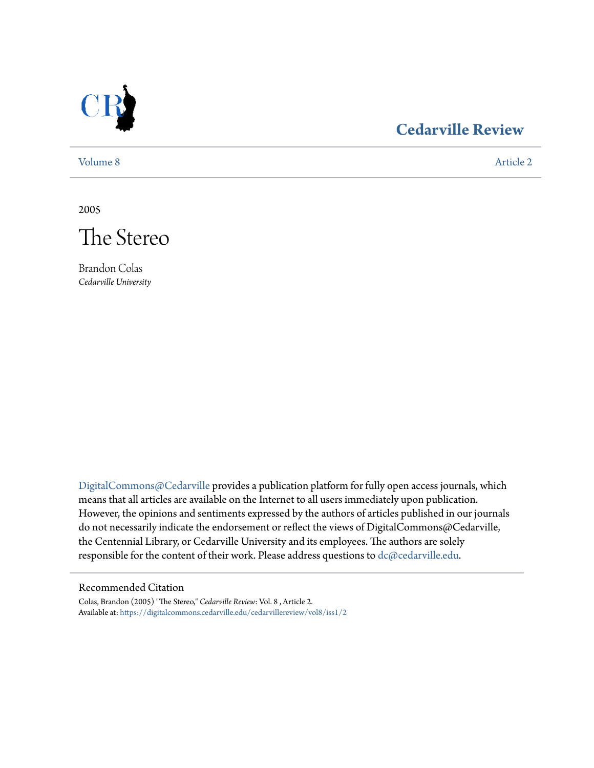# Cedarville Review

Volume 8 | Article 2

2005

# The Stereo

Brandon Colas
*Cedarville University*

DigitalCommons@Cedarville provides a publication platform for fully open access journals, which means that all articles are available on the Internet to all users immediately upon publication. However, the opinions and sentiments expressed by the authors of articles published in our journals do not necessarily indicate the endorsement or reflect the views of DigitalCommons@Cedarville, the Centennial Library, or Cedarville University and its employees. The authors are solely responsible for the content of their work. Please address questions to dc@cedarville.edu.

## Recommended Citation

Colas, Brandon (2005) "The Stereo," *Cedarville Review*: Vol. 8 , Article 2.
Available at: https://digitalcommons.cedarville.edu/cedarvillereview/vol8/iss1/2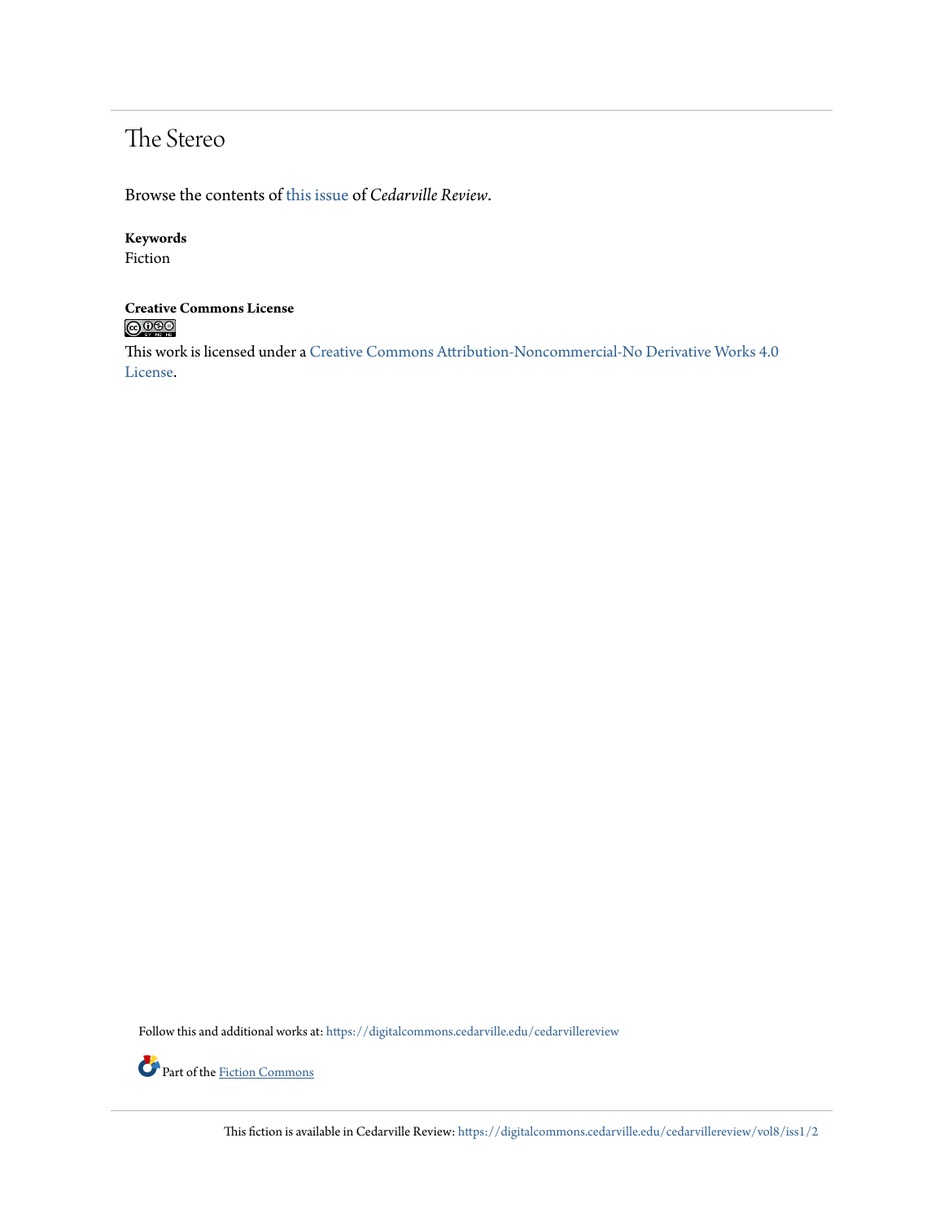# The Stereo

Browse the contents of this issue of *Cedarville Review*.

**Keywords**
Fiction

**Creative Commons License**

This work is licensed under a Creative Commons Attribution-Noncommercial-No Derivative Works 4.0 License.

Follow this and additional works at: https://digitalcommons.cedarville.edu/cedarvillereview

Part of the Fiction Commons

This fiction is available in Cedarville Review: https://digitalcommons.cedarville.edu/cedarvillereview/vol8/iss1/2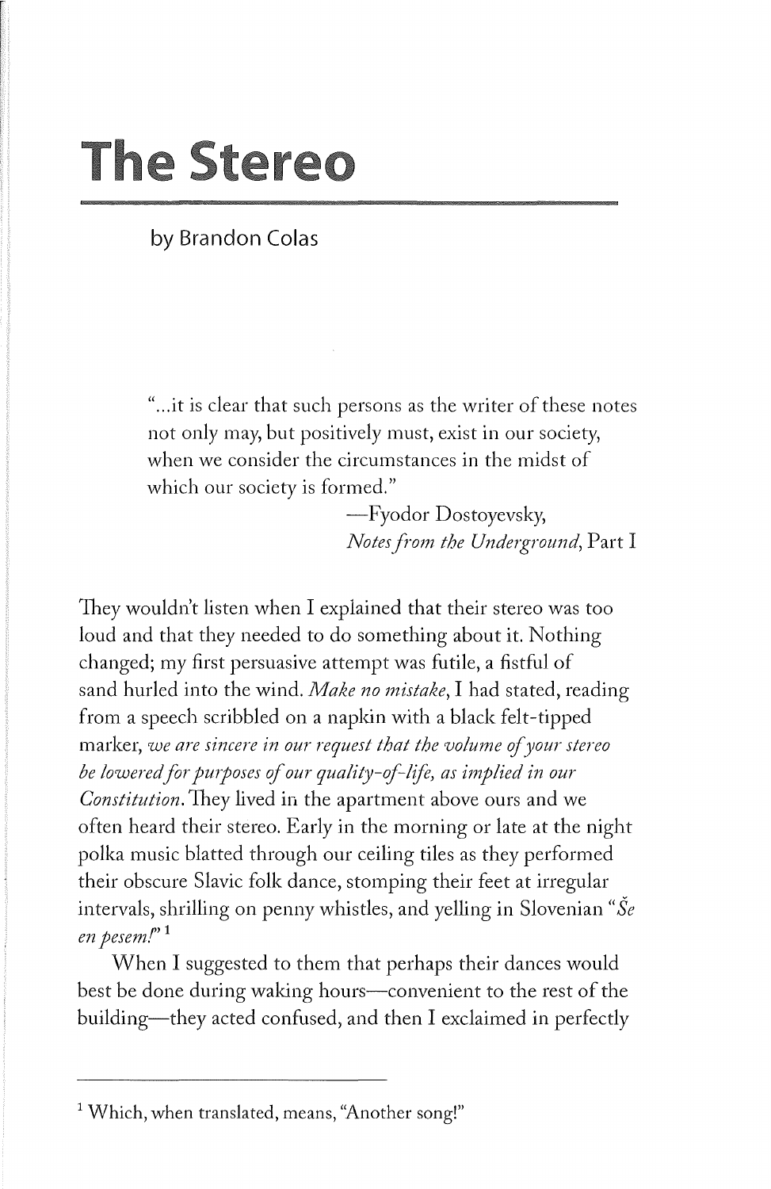# The Stereo

by Brandon Colas

> "...it is clear that such persons as the writer of these notes not only may, but positively must, exist in our society, when we consider the circumstances in the midst of which our society is formed."
>
> —Fyodor Dostoyevsky,
> *Notes from the Underground*, Part I

They wouldn't listen when I explained that their stereo was too loud and that they needed to do something about it. Nothing changed; my first persuasive attempt was futile, a fistful of sand hurled into the wind. *Make no mistake*, I had stated, reading from a speech scribbled on a napkin with a black felt-tipped marker, *we are sincere in our request that the volume of your stereo be lowered for purposes of our quality-of-life, as implied in our Constitution*. They lived in the apartment above ours and we often heard their stereo. Early in the morning or late at the night polka music blatted through our ceiling tiles as they performed their obscure Slavic folk dance, stomping their feet at irregular intervals, shrilling on penny whistles, and yelling in Slovenian "*Še en pesem!*"[1]

When I suggested to them that perhaps their dances would best be done during waking hours—convenient to the rest of the building—they acted confused, and then I exclaimed in perfectly

---

[1] Which, when translated, means, "Another song!"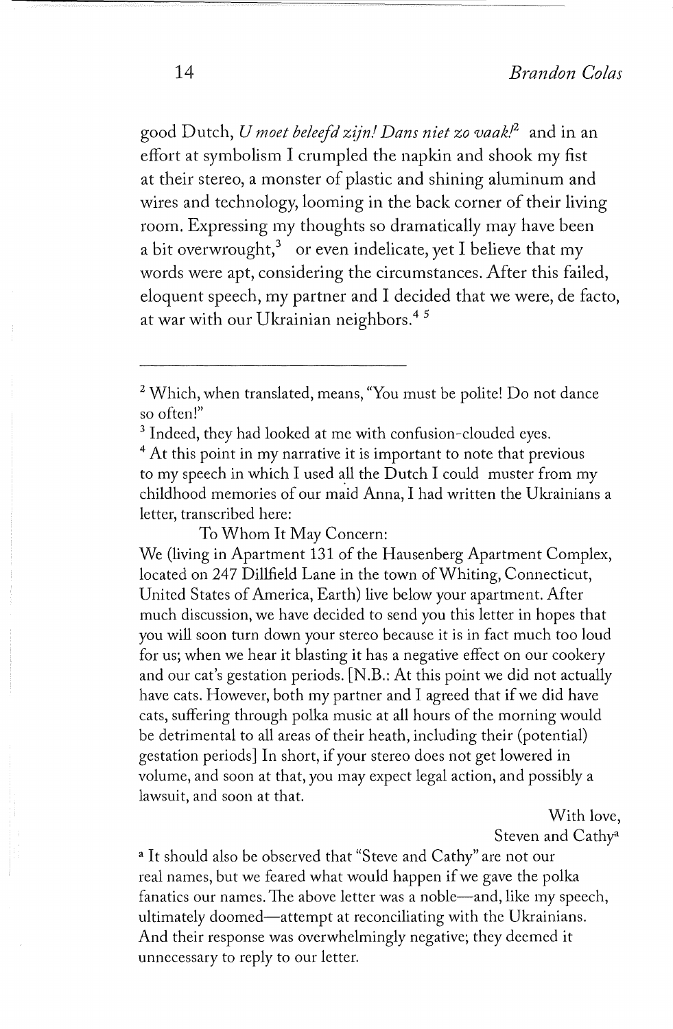good Dutch, *U moet beleefd zijn! Dans niet zo vaak!*[2] and in an effort at symbolism I crumpled the napkin and shook my fist at their stereo, a monster of plastic and shining aluminum and wires and technology, looming in the back corner of their living room. Expressing my thoughts so dramatically may have been a bit overwrought,[3] or even indelicate, yet I believe that my words were apt, considering the circumstances. After this failed, eloquent speech, my partner and I decided that we were, de facto, at war with our Ukrainian neighbors.[4] [5]

---

[2] Which, when translated, means, "You must be polite! Do not dance so often!"

[3] Indeed, they had looked at me with confusion-clouded eyes.

[4] At this point in my narrative it is important to note that previous to my speech in which I used all the Dutch I could muster from my childhood memories of our maid Anna, I had written the Ukrainians a letter, transcribed here:

To Whom It May Concern:

We (living in Apartment 131 of the Hausenberg Apartment Complex, located on 247 Dillfield Lane in the town of Whiting, Connecticut, United States of America, Earth) live below your apartment. After much discussion, we have decided to send you this letter in hopes that you will soon turn down your stereo because it is in fact much too loud for us; when we hear it blasting it has a negative effect on our cookery and our cat's gestation periods. [N.B.: At this point we did not actually have cats. However, both my partner and I agreed that if we did have cats, suffering through polka music at all hours of the morning would be detrimental to all areas of their heath, including their (potential) gestation periods] In short, if your stereo does not get lowered in volume, and soon at that, you may expect legal action, and possibly a lawsuit, and soon at that.

With love,
Steven and Cathy[a]

[a] It should also be observed that "Steve and Cathy" are not our real names, but we feared what would happen if we gave the polka fanatics our names. The above letter was a noble—and, like my speech, ultimately doomed—attempt at reconciliating with the Ukrainians. And their response was overwhelmingly negative; they deemed it unnecessary to reply to our letter.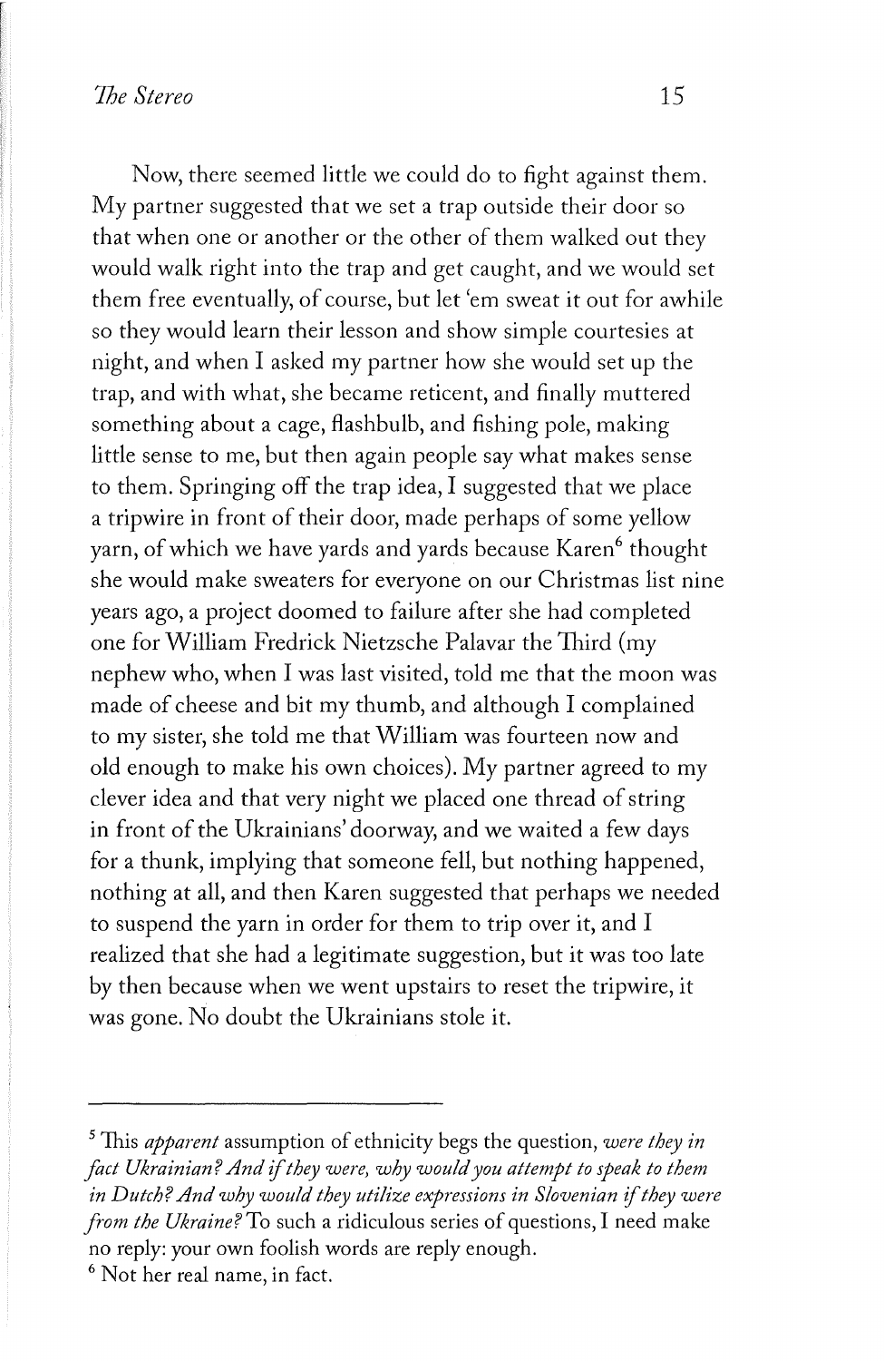Now, there seemed little we could do to fight against them. My partner suggested that we set a trap outside their door so that when one or another or the other of them walked out they would walk right into the trap and get caught, and we would set them free eventually, of course, but let 'em sweat it out for awhile so they would learn their lesson and show simple courtesies at night, and when I asked my partner how she would set up the trap, and with what, she became reticent, and finally muttered something about a cage, flashbulb, and fishing pole, making little sense to me, but then again people say what makes sense to them. Springing off the trap idea, I suggested that we place a tripwire in front of their door, made perhaps of some yellow yarn, of which we have yards and yards because Karen[6] thought she would make sweaters for everyone on our Christmas list nine years ago, a project doomed to failure after she had completed one for William Fredrick Nietzsche Palavar the Third (my nephew who, when I was last visited, told me that the moon was made of cheese and bit my thumb, and although I complained to my sister, she told me that William was fourteen now and old enough to make his own choices). My partner agreed to my clever idea and that very night we placed one thread of string in front of the Ukrainians' doorway, and we waited a few days for a thunk, implying that someone fell, but nothing happened, nothing at all, and then Karen suggested that perhaps we needed to suspend the yarn in order for them to trip over it, and I realized that she had a legitimate suggestion, but it was too late by then because when we went upstairs to reset the tripwire, it was gone. No doubt the Ukrainians stole it.

---

[5] This *apparent* assumption of ethnicity begs the question, *were they in fact Ukrainian? And if they were, why would you attempt to speak to them in Dutch? And why would they utilize expressions in Slovenian if they were from the Ukraine?* To such a ridiculous series of questions, I need make no reply: your own foolish words are reply enough.

[6] Not her real name, in fact.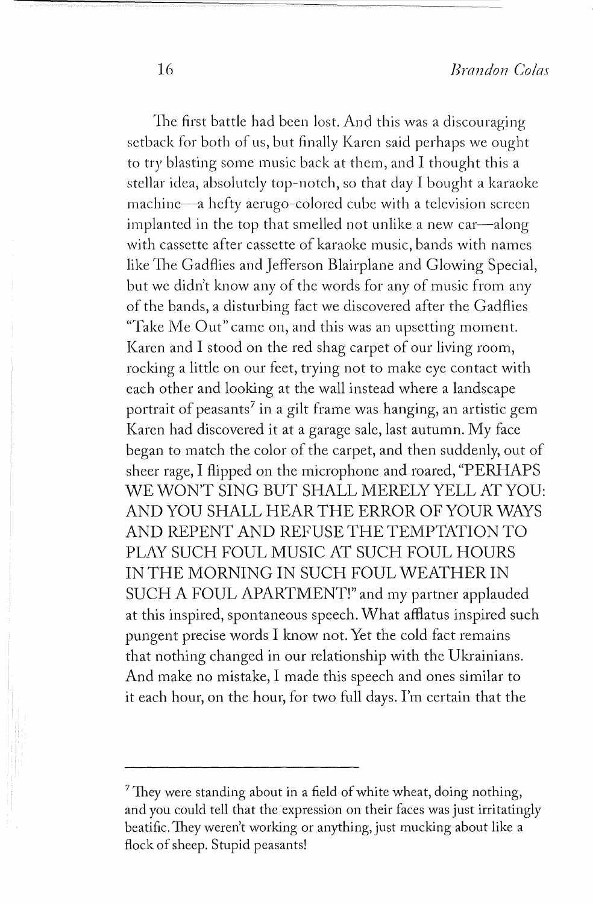The first battle had been lost. And this was a discouraging setback for both of us, but finally Karen said perhaps we ought to try blasting some music back at them, and I thought this a stellar idea, absolutely top-notch, so that day I bought a karaoke machine—a hefty aerugo-colored cube with a television screen implanted in the top that smelled not unlike a new car—along with cassette after cassette of karaoke music, bands with names like The Gadflies and Jefferson Blairplane and Glowing Special, but we didn't know any of the words for any of music from any of the bands, a disturbing fact we discovered after the Gadflies "Take Me Out" came on, and this was an upsetting moment. Karen and I stood on the red shag carpet of our living room, rocking a little on our feet, trying not to make eye contact with each other and looking at the wall instead where a landscape portrait of peasants[7] in a gilt frame was hanging, an artistic gem Karen had discovered it at a garage sale, last autumn. My face began to match the color of the carpet, and then suddenly, out of sheer rage, I flipped on the microphone and roared, "PERHAPS WE WON'T SING BUT SHALL MERELY YELL AT YOU: AND YOU SHALL HEAR THE ERROR OF YOUR WAYS AND REPENT AND REFUSE THE TEMPTATION TO PLAY SUCH FOUL MUSIC AT SUCH FOUL HOURS IN THE MORNING IN SUCH FOUL WEATHER IN SUCH A FOUL APARTMENT!" and my partner applauded at this inspired, spontaneous speech. What afflatus inspired such pungent precise words I know not. Yet the cold fact remains that nothing changed in our relationship with the Ukrainians. And make no mistake, I made this speech and ones similar to it each hour, on the hour, for two full days. I'm certain that the

---

[7] They were standing about in a field of white wheat, doing nothing, and you could tell that the expression on their faces was just irritatingly beatific. They weren't working or anything, just mucking about like a flock of sheep. Stupid peasants!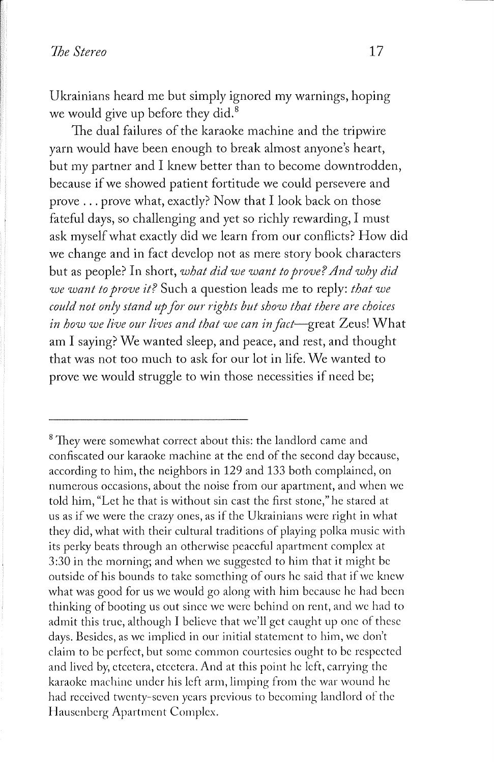Ukrainians heard me but simply ignored my warnings, hoping we would give up before they did.[8]

The dual failures of the karaoke machine and the tripwire yarn would have been enough to break almost anyone's heart, but my partner and I knew better than to become downtrodden, because if we showed patient fortitude we could persevere and prove . . . prove what, exactly? Now that I look back on those fateful days, so challenging and yet so richly rewarding, I must ask myself what exactly did we learn from our conflicts? How did we change and in fact develop not as mere story book characters but as people? In short, *what did we want to prove? And why did we want to prove it?* Such a question leads me to reply: *that we could not only stand up for our rights but show that there are choices in how we live our lives and that we can in fact*—great Zeus! What am I saying? We wanted sleep, and peace, and rest, and thought that was not too much to ask for our lot in life. We wanted to prove we would struggle to win those necessities if need be;

---

[8] They were somewhat correct about this: the landlord came and confiscated our karaoke machine at the end of the second day because, according to him, the neighbors in 129 and 133 both complained, on numerous occasions, about the noise from our apartment, and when we told him, "Let he that is without sin cast the first stone," he stared at us as if we were the crazy ones, as if the Ukrainians were right in what they did, what with their cultural traditions of playing polka music with its perky beats through an otherwise peaceful apartment complex at 3:30 in the morning; and when we suggested to him that it might be outside of his bounds to take something of ours he said that if we knew what was good for us we would go along with him because he had been thinking of booting us out since we were behind on rent, and we had to admit this true, although I believe that we'll get caught up one of these days. Besides, as we implied in our initial statement to him, we don't claim to be perfect, but some common courtesies ought to be respected and lived by, etcetera, etcetera. And at this point he left, carrying the karaoke machine under his left arm, limping from the war wound he had received twenty-seven years previous to becoming landlord of the Hausenberg Apartment Complex.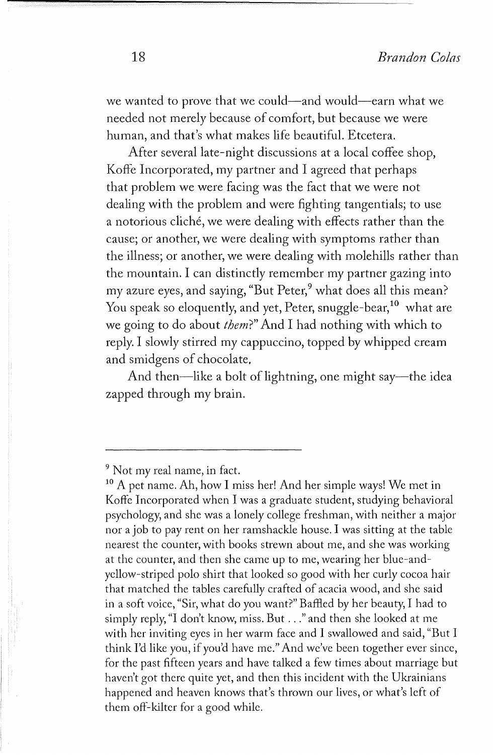we wanted to prove that we could—and would—earn what we needed not merely because of comfort, but because we were human, and that's what makes life beautiful. Etcetera.

After several late-night discussions at a local coffee shop, Koffe Incorporated, my partner and I agreed that perhaps that problem we were facing was the fact that we were not dealing with the problem and were fighting tangentials; to use a notorious cliché, we were dealing with effects rather than the cause; or another, we were dealing with symptoms rather than the illness; or another, we were dealing with molehills rather than the mountain. I can distinctly remember my partner gazing into my azure eyes, and saying, "But Peter,[9] what does all this mean? You speak so eloquently, and yet, Peter, snuggle-bear,[10] what are we going to do about *them*?" And I had nothing with which to reply. I slowly stirred my cappuccino, topped by whipped cream and smidgens of chocolate.

And then—like a bolt of lightning, one might say—the idea zapped through my brain.

---

[9] Not my real name, in fact.

[10] A pet name. Ah, how I miss her! And her simple ways! We met in Koffe Incorporated when I was a graduate student, studying behavioral psychology, and she was a lonely college freshman, with neither a major nor a job to pay rent on her ramshackle house. I was sitting at the table nearest the counter, with books strewn about me, and she was working at the counter, and then she came up to me, wearing her blue-and-yellow-striped polo shirt that looked so good with her curly cocoa hair that matched the tables carefully crafted of acacia wood, and she said in a soft voice, "Sir, what do you want?" Baffled by her beauty, I had to simply reply, "I don't know, miss. But . . ." and then she looked at me with her inviting eyes in her warm face and I swallowed and said, "But I think I'd like you, if you'd have me." And we've been together ever since, for the past fifteen years and have talked a few times about marriage but haven't got there quite yet, and then this incident with the Ukrainians happened and heaven knows that's thrown our lives, or what's left of them off-kilter for a good while.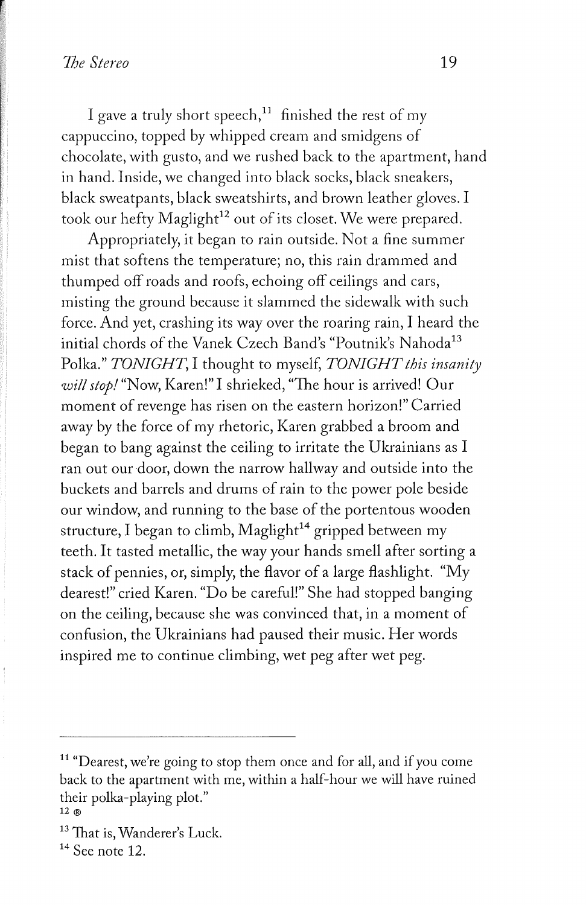I gave a truly short speech,[11] finished the rest of my cappuccino, topped by whipped cream and smidgens of chocolate, with gusto, and we rushed back to the apartment, hand in hand. Inside, we changed into black socks, black sneakers, black sweatpants, black sweatshirts, and brown leather gloves. I took our hefty Maglight[12] out of its closet. We were prepared.

Appropriately, it began to rain outside. Not a fine summer mist that softens the temperature; no, this rain drammed and thumped off roads and roofs, echoing off ceilings and cars, misting the ground because it slammed the sidewalk with such force. And yet, crashing its way over the roaring rain, I heard the initial chords of the Vanek Czech Band's "Poutnik's Nahoda[13] Polka." *TONIGHT*, I thought to myself, *TONIGHT this insanity will stop!* "Now, Karen!" I shrieked, "The hour is arrived! Our moment of revenge has risen on the eastern horizon!" Carried away by the force of my rhetoric, Karen grabbed a broom and began to bang against the ceiling to irritate the Ukrainians as I ran out our door, down the narrow hallway and outside into the buckets and barrels and drums of rain to the power pole beside our window, and running to the base of the portentous wooden structure, I began to climb, Maglight[14] gripped between my teeth. It tasted metallic, the way your hands smell after sorting a stack of pennies, or, simply, the flavor of a large flashlight. "My dearest!" cried Karen. "Do be careful!" She had stopped banging on the ceiling, because she was convinced that, in a moment of confusion, the Ukrainians had paused their music. Her words inspired me to continue climbing, wet peg after wet peg.

---

[11] "Dearest, we're going to stop them once and for all, and if you come back to the apartment with me, within a half-hour we will have ruined their polka-playing plot."

[12] ®

[13] That is, Wanderer's Luck.

[14] See note 12.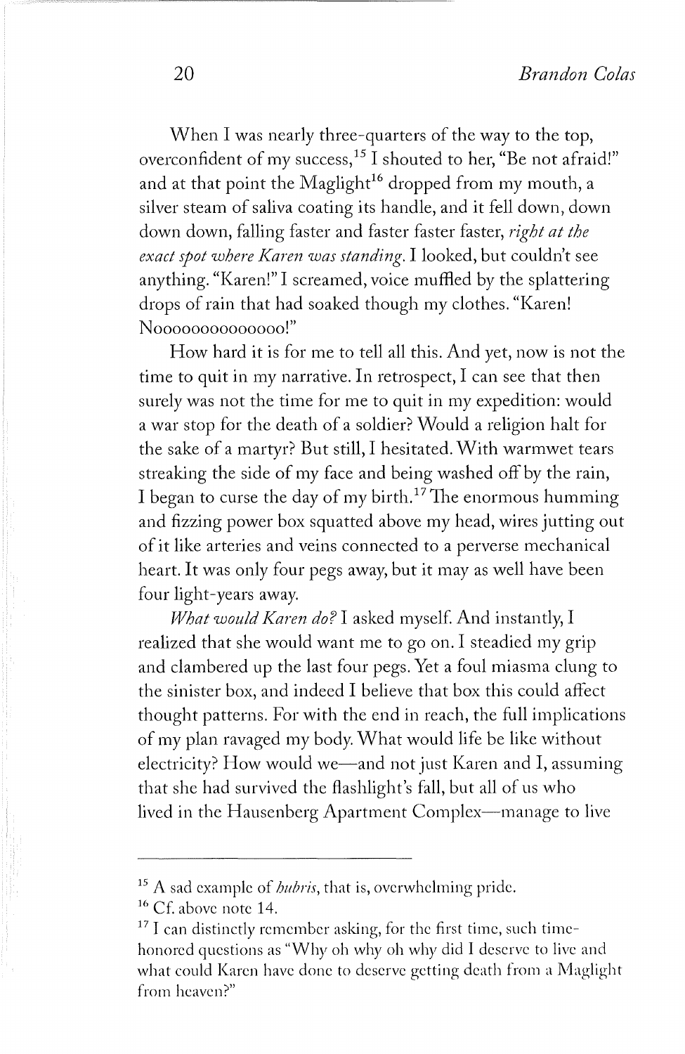When I was nearly three-quarters of the way to the top, overconfident of my success,[15] I shouted to her, "Be not afraid!" and at that point the Maglight[16] dropped from my mouth, a silver steam of saliva coating its handle, and it fell down, down down down, falling faster and faster faster faster, *right at the exact spot where Karen was standing.* I looked, but couldn't see anything. "Karen!" I screamed, voice muffled by the splattering drops of rain that had soaked though my clothes. "Karen! Nooooooooooooooo!"

How hard it is for me to tell all this. And yet, now is not the time to quit in my narrative. In retrospect, I can see that then surely was not the time for me to quit in my expedition: would a war stop for the death of a soldier? Would a religion halt for the sake of a martyr? But still, I hesitated. With warmwet tears streaking the side of my face and being washed off by the rain, I began to curse the day of my birth.[17] The enormous humming and fizzing power box squatted above my head, wires jutting out of it like arteries and veins connected to a perverse mechanical heart. It was only four pegs away, but it may as well have been four light-years away.

*What would Karen do?* I asked myself. And instantly, I realized that she would want me to go on. I steadied my grip and clambered up the last four pegs. Yet a foul miasma clung to the sinister box, and indeed I believe that box this could affect thought patterns. For with the end in reach, the full implications of my plan ravaged my body. What would life be like without electricity? How would we—and not just Karen and I, assuming that she had survived the flashlight's fall, but all of us who lived in the Hausenberg Apartment Complex—manage to live

---

[15] A sad example of *hubris*, that is, overwhelming pride.

[16] Cf. above note 14.

[17] I can distinctly remember asking, for the first time, such time-honored questions as "Why oh why oh why did I deserve to live and what could Karen have done to deserve getting death from a Maglight from heaven?"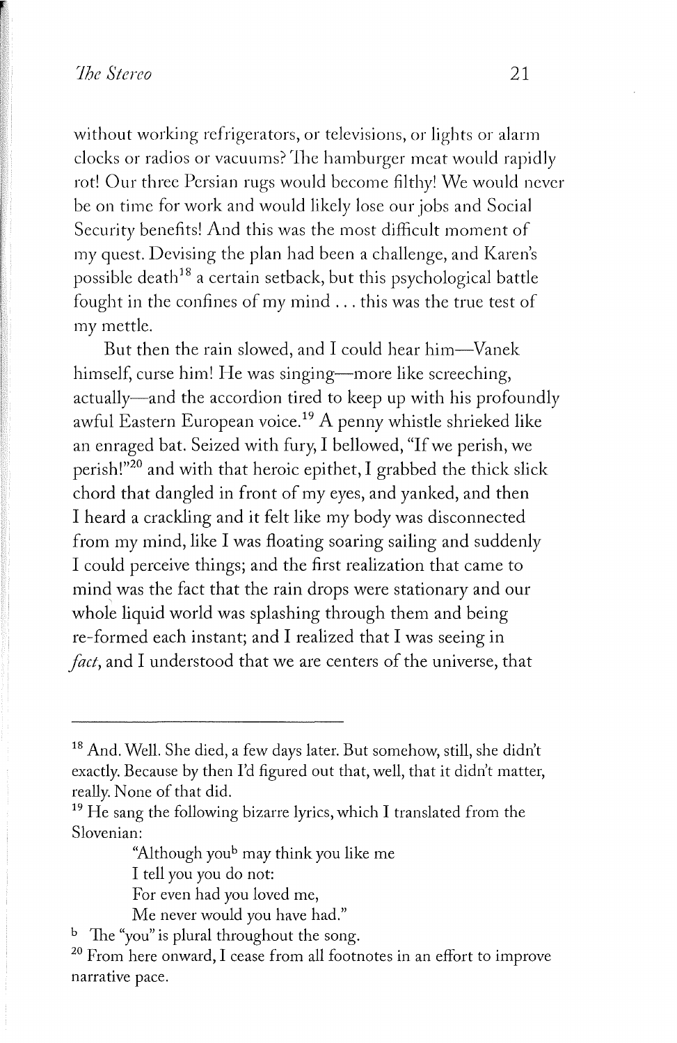without working refrigerators, or televisions, or lights or alarm clocks or radios or vacuums? The hamburger meat would rapidly rot! Our three Persian rugs would become filthy! We would never be on time for work and would likely lose our jobs and Social Security benefits! And this was the most difficult moment of my quest. Devising the plan had been a challenge, and Karen's possible death[18] a certain setback, but this psychological battle fought in the confines of my mind . . . this was the true test of my mettle.

But then the rain slowed, and I could hear him—Vanek himself, curse him! He was singing—more like screeching, actually—and the accordion tired to keep up with his profoundly awful Eastern European voice.[19] A penny whistle shrieked like an enraged bat. Seized with fury, I bellowed, "If we perish, we perish!"[20] and with that heroic epithet, I grabbed the thick slick chord that dangled in front of my eyes, and yanked, and then I heard a crackling and it felt like my body was disconnected from my mind, like I was floating soaring sailing and suddenly I could perceive things; and the first realization that came to mind was the fact that the rain drops were stationary and our whole liquid world was splashing through them and being re-formed each instant; and I realized that I was seeing in *fact*, and I understood that we are centers of the universe, that

---

[18] And. Well. She died, a few days later. But somehow, still, she didn't exactly. Because by then I'd figured out that, well, that it didn't matter, really. None of that did.

[19] He sang the following bizarre lyrics, which I translated from the Slovenian:

> "Although you[b] may think you like me
> I tell you you do not:
> For even had you loved me,
> Me never would you have had."

[b] The "you" is plural throughout the song.

[20] From here onward, I cease from all footnotes in an effort to improve narrative pace.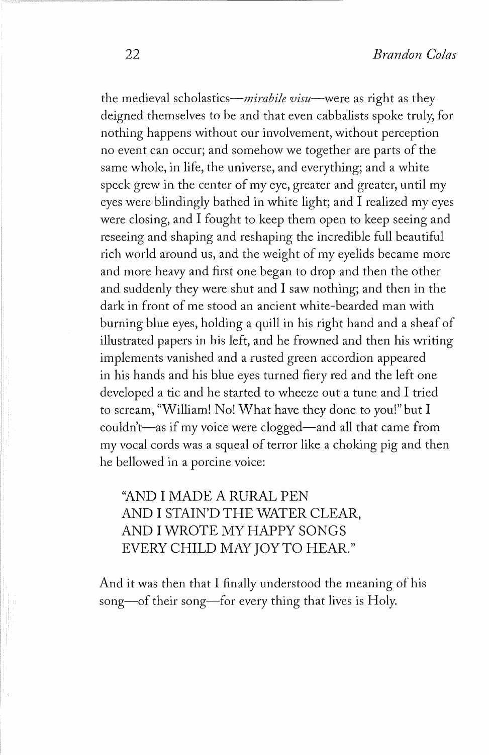the medieval scholastics—*mirabile visu*—were as right as they deigned themselves to be and that even cabbalists spoke truly, for nothing happens without our involvement, without perception no event can occur; and somehow we together are parts of the same whole, in life, the universe, and everything; and a white speck grew in the center of my eye, greater and greater, until my eyes were blindingly bathed in white light; and I realized my eyes were closing, and I fought to keep them open to keep seeing and reseeing and shaping and reshaping the incredible full beautiful rich world around us, and the weight of my eyelids became more and more heavy and first one began to drop and then the other and suddenly they were shut and I saw nothing; and then in the dark in front of me stood an ancient white-bearded man with burning blue eyes, holding a quill in his right hand and a sheaf of illustrated papers in his left, and he frowned and then his writing implements vanished and a rusted green accordion appeared in his hands and his blue eyes turned fiery red and the left one developed a tic and he started to wheeze out a tune and I tried to scream, "William! No! What have they done to you!" but I couldn't—as if my voice were clogged—and all that came from my vocal cords was a squeal of terror like a choking pig and then he bellowed in a porcine voice:

> "AND I MADE A RURAL PEN
> AND I STAIN'D THE WATER CLEAR,
> AND I WROTE MY HAPPY SONGS
> EVERY CHILD MAY JOY TO HEAR."

And it was then that I finally understood the meaning of his song—of their song—for every thing that lives is Holy.